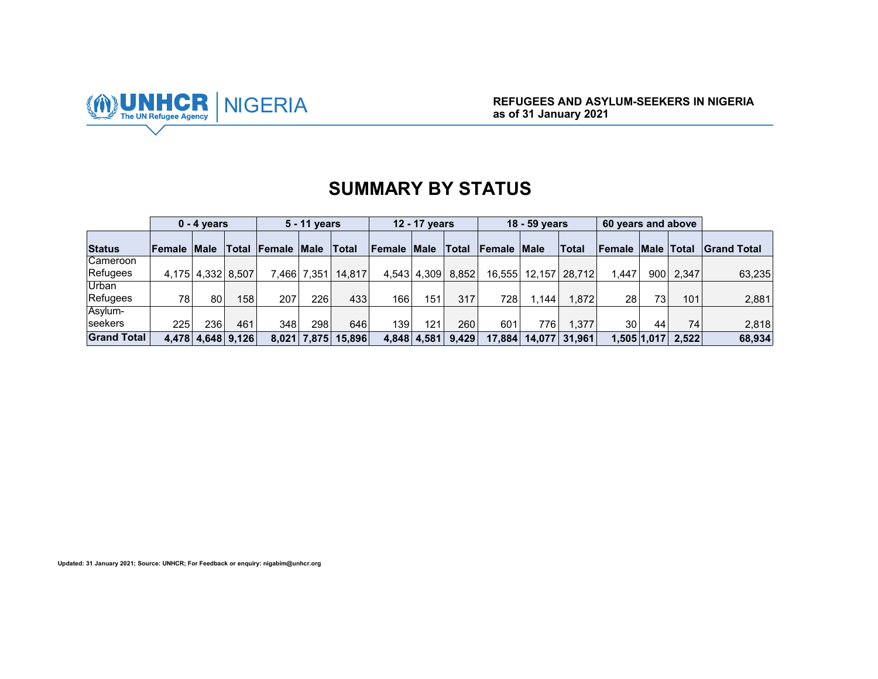UNHCR The UN Refugee Agency | NIGERIA

**REFUGEES AND ASYLUM-SEEKERS IN NIGERIA**
**as of 31 January 2021**

# SUMMARY BY STATUS

| | 0 - 4 years | | | 5 - 11 years | | | 12 - 17 years | | | 18 - 59 years | | | 60 years and above | | | |
|---|---|---|---|---|---|---|---|---|---|---|---|---|---|---|---|---|
| **Status** | **Female** | **Male** | **Total** | **Female** | **Male** | **Total** | **Female** | **Male** | **Total** | **Female** | **Male** | **Total** | **Female** | **Male** | **Total** | **Grand Total** |
| Cameroon Refugees | 4,175 | 4,332 | 8,507 | 7,466 | 7,351 | 14,817 | 4,543 | 4,309 | 8,852 | 16,555 | 12,157 | 28,712 | 1,447 | 900 | 2,347 | 63,235 |
| Urban Refugees | 78 | 80 | 158 | 207 | 226 | 433 | 166 | 151 | 317 | 728 | 1,144 | 1,872 | 28 | 73 | 101 | 2,881 |
| Asylum-seekers | 225 | 236 | 461 | 348 | 298 | 646 | 139 | 121 | 260 | 601 | 776 | 1,377 | 30 | 44 | 74 | 2,818 |
| **Grand Total** | **4,478** | **4,648** | **9,126** | **8,021** | **7,875** | **15,896** | **4,848** | **4,581** | **9,429** | **17,884** | **14,077** | **31,961** | **1,505** | **1,017** | **2,522** | **68,934** |

**Updated: 31 January 2021; Source: UNHCR; For Feedback or enquiry: nigabim@unhcr.org**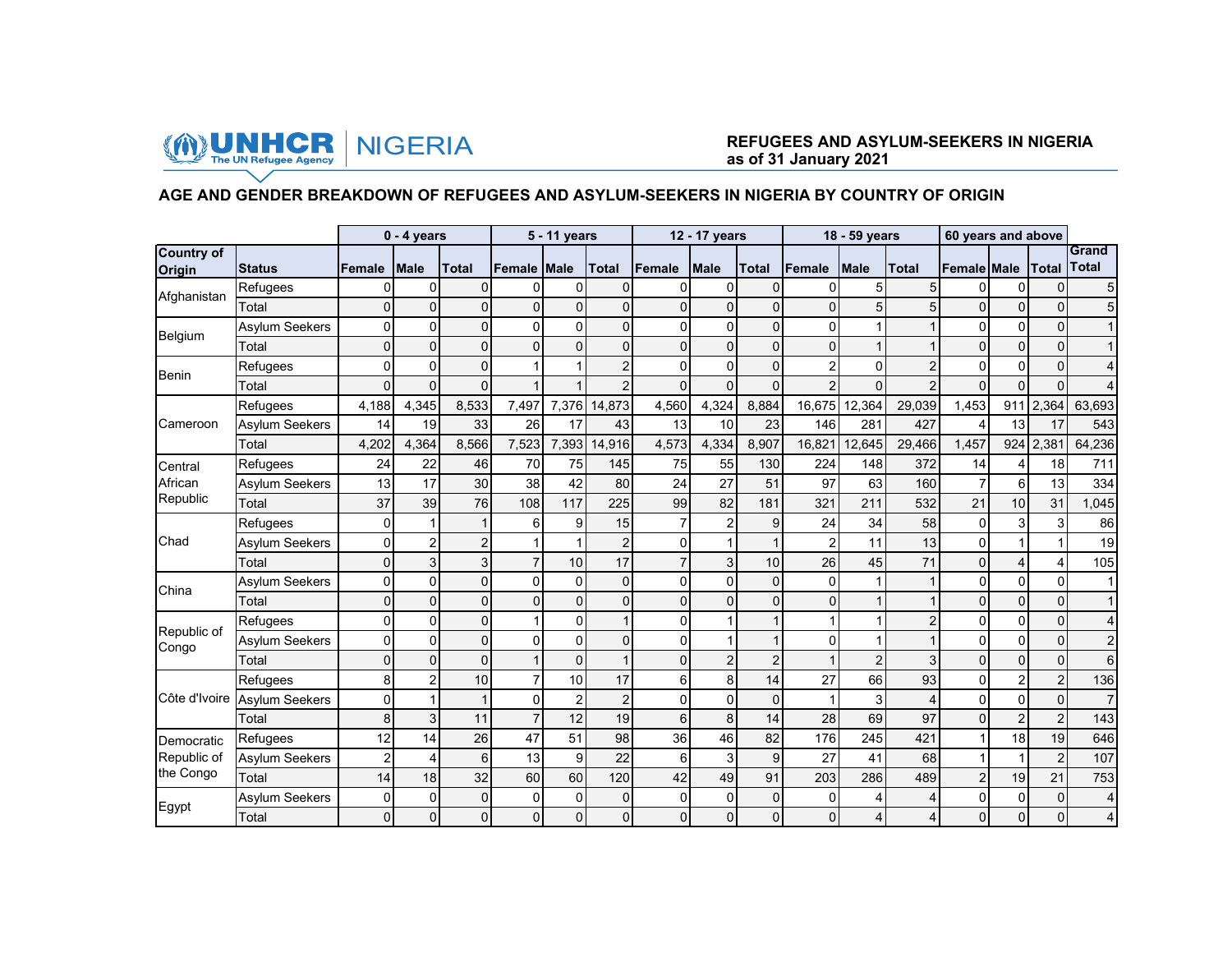UNHCR The UN Refugee Agency | NIGERIA

**REFUGEES AND ASYLUM-SEEKERS IN NIGERIA as of 31 January 2021**

## AGE AND GENDER BREAKDOWN OF REFUGEES AND ASYLUM-SEEKERS IN NIGERIA BY COUNTRY OF ORIGIN

| | | 0 - 4 years | | | 5 - 11 years | | | 12 - 17 years | | | 18 - 59 years | | | 60 years and above | | | |
|---|---|---|---|---|---|---|---|---|---|---|---|---|---|---|---|---|---|
| Country of Origin | Status | Female | Male | Total | Female | Male | Total | Female | Male | Total | Female | Male | Total | Female | Male | Total | Grand Total |
| Afghanistan | Refugees | 0 | 0 | 0 | 0 | 0 | 0 | 0 | 0 | 0 | 0 | 5 | 5 | 0 | 0 | 0 | 5 |
| | Total | 0 | 0 | 0 | 0 | 0 | 0 | 0 | 0 | 0 | 0 | 5 | 5 | 0 | 0 | 0 | 5 |
| Belgium | Asylum Seekers | 0 | 0 | 0 | 0 | 0 | 0 | 0 | 0 | 0 | 0 | 1 | 1 | 0 | 0 | 0 | 1 |
| | Total | 0 | 0 | 0 | 0 | 0 | 0 | 0 | 0 | 0 | 0 | 1 | 1 | 0 | 0 | 0 | 1 |
| Benin | Refugees | 0 | 0 | 0 | 1 | 1 | 2 | 0 | 0 | 0 | 2 | 0 | 2 | 0 | 0 | 0 | 4 |
| | Total | 0 | 0 | 0 | 1 | 1 | 2 | 0 | 0 | 0 | 2 | 0 | 2 | 0 | 0 | 0 | 4 |
| Cameroon | Refugees | 4,188 | 4,345 | 8,533 | 7,497 | 7,376 | 14,873 | 4,560 | 4,324 | 8,884 | 16,675 | 12,364 | 29,039 | 1,453 | 911 | 2,364 | 63,693 |
| | Asylum Seekers | 14 | 19 | 33 | 26 | 17 | 43 | 13 | 10 | 23 | 146 | 281 | 427 | 4 | 13 | 17 | 543 |
| | Total | 4,202 | 4,364 | 8,566 | 7,523 | 7,393 | 14,916 | 4,573 | 4,334 | 8,907 | 16,821 | 12,645 | 29,466 | 1,457 | 924 | 2,381 | 64,236 |
| Central African Republic | Refugees | 24 | 22 | 46 | 70 | 75 | 145 | 75 | 55 | 130 | 224 | 148 | 372 | 14 | 4 | 18 | 711 |
| | Asylum Seekers | 13 | 17 | 30 | 38 | 42 | 80 | 24 | 27 | 51 | 97 | 63 | 160 | 7 | 6 | 13 | 334 |
| | Total | 37 | 39 | 76 | 108 | 117 | 225 | 99 | 82 | 181 | 321 | 211 | 532 | 21 | 10 | 31 | 1,045 |
| Chad | Refugees | 0 | 1 | 1 | 6 | 9 | 15 | 7 | 2 | 9 | 24 | 34 | 58 | 0 | 3 | 3 | 86 |
| | Asylum Seekers | 0 | 2 | 2 | 1 | 1 | 2 | 0 | 1 | 1 | 2 | 11 | 13 | 0 | 1 | 1 | 19 |
| | Total | 0 | 3 | 3 | 7 | 10 | 17 | 7 | 3 | 10 | 26 | 45 | 71 | 0 | 4 | 4 | 105 |
| China | Asylum Seekers | 0 | 0 | 0 | 0 | 0 | 0 | 0 | 0 | 0 | 0 | 1 | 1 | 0 | 0 | 0 | 1 |
| | Total | 0 | 0 | 0 | 0 | 0 | 0 | 0 | 0 | 0 | 0 | 1 | 1 | 0 | 0 | 0 | 1 |
| Republic of Congo | Refugees | 0 | 0 | 0 | 1 | 0 | 1 | 0 | 1 | 1 | 1 | 1 | 2 | 0 | 0 | 0 | 4 |
| | Asylum Seekers | 0 | 0 | 0 | 0 | 0 | 0 | 0 | 1 | 1 | 0 | 1 | 1 | 0 | 0 | 0 | 2 |
| | Total | 0 | 0 | 0 | 1 | 0 | 1 | 0 | 2 | 2 | 1 | 2 | 3 | 0 | 0 | 0 | 6 |
| Côte d'Ivoire | Refugees | 8 | 2 | 10 | 7 | 10 | 17 | 6 | 8 | 14 | 27 | 66 | 93 | 0 | 2 | 2 | 136 |
| | Asylum Seekers | 0 | 1 | 1 | 0 | 2 | 2 | 0 | 0 | 0 | 1 | 3 | 4 | 0 | 0 | 0 | 7 |
| | Total | 8 | 3 | 11 | 7 | 12 | 19 | 6 | 8 | 14 | 28 | 69 | 97 | 0 | 2 | 2 | 143 |
| Democratic Republic of the Congo | Refugees | 12 | 14 | 26 | 47 | 51 | 98 | 36 | 46 | 82 | 176 | 245 | 421 | 1 | 18 | 19 | 646 |
| | Asylum Seekers | 2 | 4 | 6 | 13 | 9 | 22 | 6 | 3 | 9 | 27 | 41 | 68 | 1 | 1 | 2 | 107 |
| | Total | 14 | 18 | 32 | 60 | 60 | 120 | 42 | 49 | 91 | 203 | 286 | 489 | 2 | 19 | 21 | 753 |
| Egypt | Asylum Seekers | 0 | 0 | 0 | 0 | 0 | 0 | 0 | 0 | 0 | 0 | 4 | 4 | 0 | 0 | 0 | 4 |
| | Total | 0 | 0 | 0 | 0 | 0 | 0 | 0 | 0 | 0 | 0 | 4 | 4 | 0 | 0 | 0 | 4 |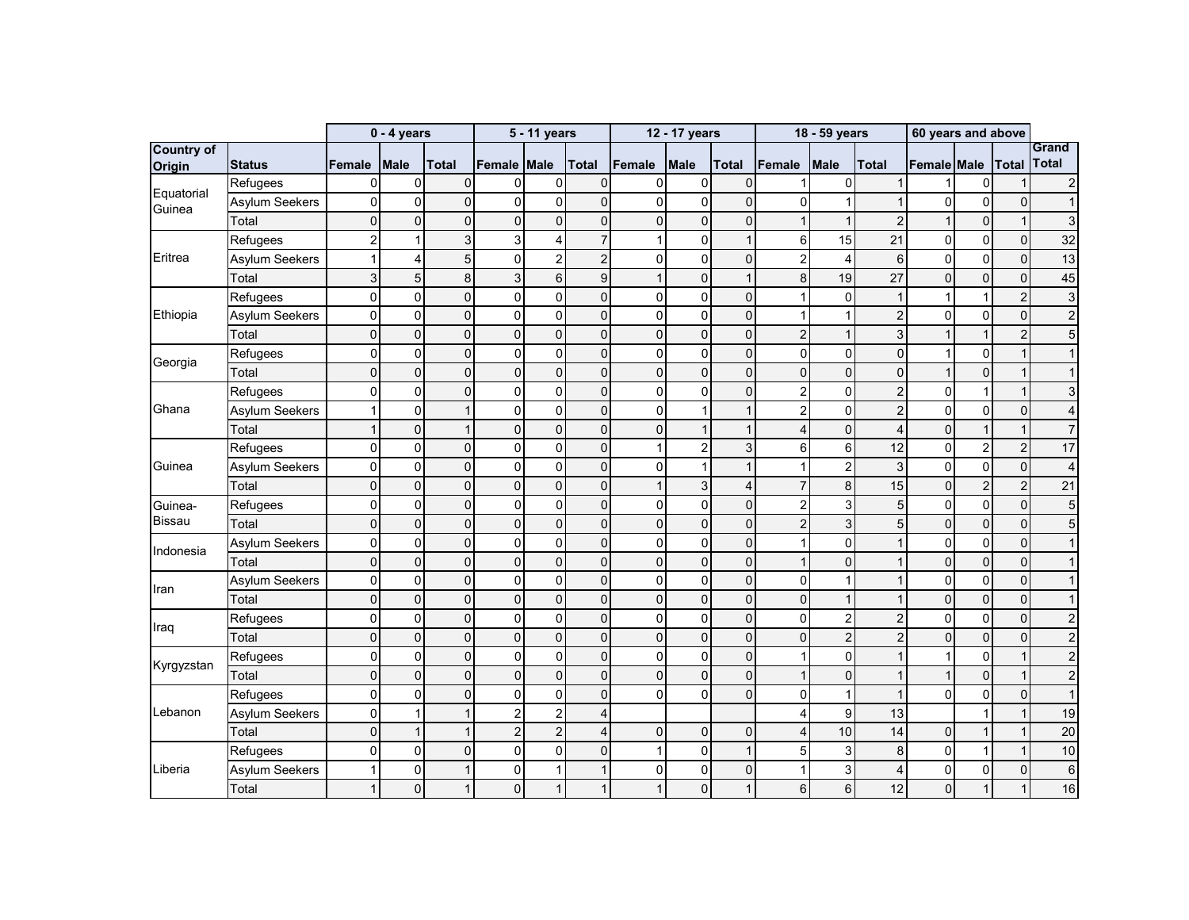| | | 0 - 4 years | | | 5 - 11 years | | | 12 - 17 years | | | 18 - 59 years | | | 60 years and above | | | |
|---|---|---|---|---|---|---|---|---|---|---|---|---|---|---|---|---|---|
| Country of Origin | Status | Female | Male | Total | Female | Male | Total | Female | Male | Total | Female | Male | Total | Female | Male | Total | Grand Total |
| Equatorial Guinea | Refugees | 0 | 0 | 0 | 0 | 0 | 0 | 0 | 0 | 0 | 1 | 0 | 1 | 1 | 0 | 1 | 2 |
| | Asylum Seekers | 0 | 0 | 0 | 0 | 0 | 0 | 0 | 0 | 0 | 0 | 1 | 1 | 0 | 0 | 0 | 1 |
| | Total | 0 | 0 | 0 | 0 | 0 | 0 | 0 | 0 | 0 | 1 | 1 | 2 | 1 | 0 | 1 | 3 |
| Eritrea | Refugees | 2 | 1 | 3 | 3 | 4 | 7 | 1 | 0 | 1 | 6 | 15 | 21 | 0 | 0 | 0 | 32 |
| | Asylum Seekers | 1 | 4 | 5 | 0 | 2 | 2 | 0 | 0 | 0 | 2 | 4 | 6 | 0 | 0 | 0 | 13 |
| | Total | 3 | 5 | 8 | 3 | 6 | 9 | 1 | 0 | 1 | 8 | 19 | 27 | 0 | 0 | 0 | 45 |
| Ethiopia | Refugees | 0 | 0 | 0 | 0 | 0 | 0 | 0 | 0 | 0 | 1 | 0 | 1 | 1 | 1 | 2 | 3 |
| | Asylum Seekers | 0 | 0 | 0 | 0 | 0 | 0 | 0 | 0 | 0 | 1 | 1 | 2 | 0 | 0 | 0 | 2 |
| | Total | 0 | 0 | 0 | 0 | 0 | 0 | 0 | 0 | 0 | 2 | 1 | 3 | 1 | 1 | 2 | 5 |
| Georgia | Refugees | 0 | 0 | 0 | 0 | 0 | 0 | 0 | 0 | 0 | 0 | 0 | 0 | 1 | 0 | 1 | 1 |
| | Total | 0 | 0 | 0 | 0 | 0 | 0 | 0 | 0 | 0 | 0 | 0 | 0 | 1 | 0 | 1 | 1 |
| Ghana | Refugees | 0 | 0 | 0 | 0 | 0 | 0 | 0 | 0 | 0 | 2 | 0 | 2 | 0 | 1 | 1 | 3 |
| | Asylum Seekers | 1 | 0 | 1 | 0 | 0 | 0 | 0 | 1 | 1 | 2 | 0 | 2 | 0 | 0 | 0 | 4 |
| | Total | 1 | 0 | 1 | 0 | 0 | 0 | 0 | 1 | 1 | 4 | 0 | 4 | 0 | 1 | 1 | 7 |
| Guinea | Refugees | 0 | 0 | 0 | 0 | 0 | 0 | 1 | 2 | 3 | 6 | 6 | 12 | 0 | 2 | 2 | 17 |
| | Asylum Seekers | 0 | 0 | 0 | 0 | 0 | 0 | 0 | 1 | 1 | 1 | 2 | 3 | 0 | 0 | 0 | 4 |
| | Total | 0 | 0 | 0 | 0 | 0 | 0 | 1 | 3 | 4 | 7 | 8 | 15 | 0 | 2 | 2 | 21 |
| Guinea-Bissau | Refugees | 0 | 0 | 0 | 0 | 0 | 0 | 0 | 0 | 0 | 2 | 3 | 5 | 0 | 0 | 0 | 5 |
| | Total | 0 | 0 | 0 | 0 | 0 | 0 | 0 | 0 | 0 | 2 | 3 | 5 | 0 | 0 | 0 | 5 |
| Indonesia | Asylum Seekers | 0 | 0 | 0 | 0 | 0 | 0 | 0 | 0 | 0 | 1 | 0 | 1 | 0 | 0 | 0 | 1 |
| | Total | 0 | 0 | 0 | 0 | 0 | 0 | 0 | 0 | 0 | 1 | 0 | 1 | 0 | 0 | 0 | 1 |
| Iran | Asylum Seekers | 0 | 0 | 0 | 0 | 0 | 0 | 0 | 0 | 0 | 0 | 1 | 1 | 0 | 0 | 0 | 1 |
| | Total | 0 | 0 | 0 | 0 | 0 | 0 | 0 | 0 | 0 | 0 | 1 | 1 | 0 | 0 | 0 | 1 |
| Iraq | Refugees | 0 | 0 | 0 | 0 | 0 | 0 | 0 | 0 | 0 | 0 | 2 | 2 | 0 | 0 | 0 | 2 |
| | Total | 0 | 0 | 0 | 0 | 0 | 0 | 0 | 0 | 0 | 0 | 2 | 2 | 0 | 0 | 0 | 2 |
| Kyrgyzstan | Refugees | 0 | 0 | 0 | 0 | 0 | 0 | 0 | 0 | 0 | 1 | 0 | 1 | 1 | 0 | 1 | 2 |
| | Total | 0 | 0 | 0 | 0 | 0 | 0 | 0 | 0 | 0 | 1 | 0 | 1 | 1 | 0 | 1 | 2 |
| Lebanon | Refugees | 0 | 0 | 0 | 0 | 0 | 0 | 0 | 0 | 0 | 0 | 1 | 1 | 0 | 0 | 0 | 1 |
| | Asylum Seekers | 0 | 1 | 1 | 2 | 2 | 4 | | | | 4 | 9 | 13 | | 1 | 1 | 19 |
| | Total | 0 | 1 | 1 | 2 | 2 | 4 | 0 | 0 | 0 | 4 | 10 | 14 | 0 | 1 | 1 | 20 |
| Liberia | Refugees | 0 | 0 | 0 | 0 | 0 | 0 | 1 | 0 | 1 | 5 | 3 | 8 | 0 | 1 | 1 | 10 |
| | Asylum Seekers | 1 | 0 | 1 | 0 | 1 | 1 | 0 | 0 | 0 | 1 | 3 | 4 | 0 | 0 | 0 | 6 |
| | Total | 1 | 0 | 1 | 0 | 1 | 1 | 1 | 0 | 1 | 6 | 6 | 12 | 0 | 1 | 1 | 16 |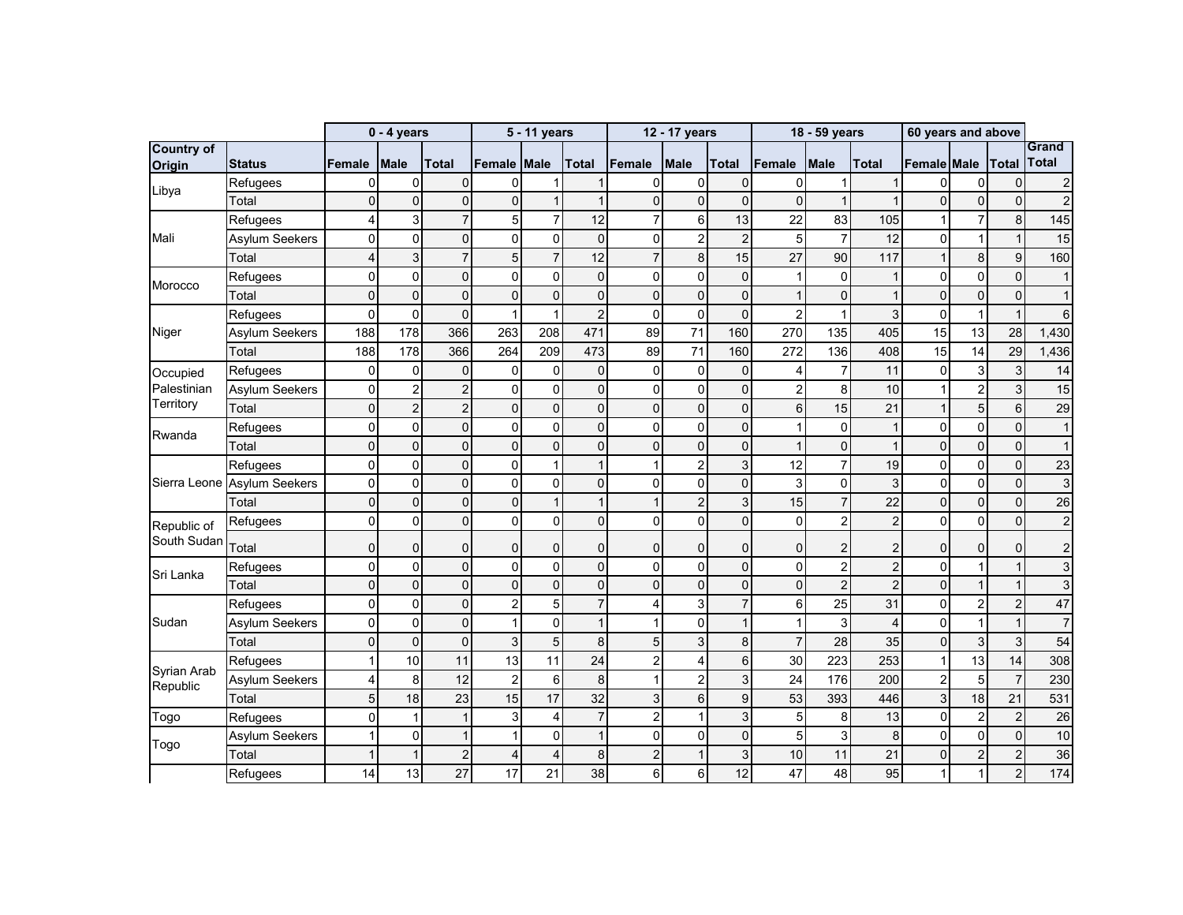| | | 0 - 4 years | | | 5 - 11 years | | | 12 - 17 years | | | 18 - 59 years | | | 60 years and above | | | |
|---|---|---|---|---|---|---|---|---|---|---|---|---|---|---|---|---|---|
| Country of Origin | Status | Female | Male | Total | Female | Male | Total | Female | Male | Total | Female | Male | Total | Female | Male | Total | Grand Total |
| Libya | Refugees | 0 | 0 | 0 | 0 | 1 | 1 | 0 | 0 | 0 | 0 | 1 | 1 | 0 | 0 | 0 | 2 |
| | Total | 0 | 0 | 0 | 0 | 1 | 1 | 0 | 0 | 0 | 0 | 1 | 1 | 0 | 0 | 0 | 2 |
| Mali | Refugees | 4 | 3 | 7 | 5 | 7 | 12 | 7 | 6 | 13 | 22 | 83 | 105 | 1 | 7 | 8 | 145 |
| | Asylum Seekers | 0 | 0 | 0 | 0 | 0 | 0 | 0 | 2 | 2 | 5 | 7 | 12 | 0 | 1 | 1 | 15 |
| | Total | 4 | 3 | 7 | 5 | 7 | 12 | 7 | 8 | 15 | 27 | 90 | 117 | 1 | 8 | 9 | 160 |
| Morocco | Refugees | 0 | 0 | 0 | 0 | 0 | 0 | 0 | 0 | 0 | 1 | 0 | 1 | 0 | 0 | 0 | 1 |
| | Total | 0 | 0 | 0 | 0 | 0 | 0 | 0 | 0 | 0 | 1 | 0 | 1 | 0 | 0 | 0 | 1 |
| Niger | Refugees | 0 | 0 | 0 | 1 | 1 | 2 | 0 | 0 | 0 | 2 | 1 | 3 | 0 | 1 | 1 | 6 |
| | Asylum Seekers | 188 | 178 | 366 | 263 | 208 | 471 | 89 | 71 | 160 | 270 | 135 | 405 | 15 | 13 | 28 | 1,430 |
| | Total | 188 | 178 | 366 | 264 | 209 | 473 | 89 | 71 | 160 | 272 | 136 | 408 | 15 | 14 | 29 | 1,436 |
| Occupied Palestinian Territory | Refugees | 0 | 0 | 0 | 0 | 0 | 0 | 0 | 0 | 0 | 4 | 7 | 11 | 0 | 3 | 3 | 14 |
| | Asylum Seekers | 0 | 2 | 2 | 0 | 0 | 0 | 0 | 0 | 0 | 2 | 8 | 10 | 1 | 2 | 3 | 15 |
| | Total | 0 | 2 | 2 | 0 | 0 | 0 | 0 | 0 | 0 | 6 | 15 | 21 | 1 | 5 | 6 | 29 |
| Rwanda | Refugees | 0 | 0 | 0 | 0 | 0 | 0 | 0 | 0 | 0 | 1 | 0 | 1 | 0 | 0 | 0 | 1 |
| | Total | 0 | 0 | 0 | 0 | 0 | 0 | 0 | 0 | 0 | 1 | 0 | 1 | 0 | 0 | 0 | 1 |
| Sierra Leone | Refugees | 0 | 0 | 0 | 0 | 1 | 1 | 1 | 2 | 3 | 12 | 7 | 19 | 0 | 0 | 0 | 23 |
| | Asylum Seekers | 0 | 0 | 0 | 0 | 0 | 0 | 0 | 0 | 0 | 3 | 0 | 3 | 0 | 0 | 0 | 3 |
| | Total | 0 | 0 | 0 | 0 | 1 | 1 | 1 | 2 | 3 | 15 | 7 | 22 | 0 | 0 | 0 | 26 |
| Republic of South Sudan | Refugees | 0 | 0 | 0 | 0 | 0 | 0 | 0 | 0 | 0 | 0 | 2 | 2 | 0 | 0 | 0 | 2 |
| | Total | 0 | 0 | 0 | 0 | 0 | 0 | 0 | 0 | 0 | 0 | 2 | 2 | 0 | 0 | 0 | 2 |
| Sri Lanka | Refugees | 0 | 0 | 0 | 0 | 0 | 0 | 0 | 0 | 0 | 0 | 2 | 2 | 0 | 1 | 1 | 3 |
| | Total | 0 | 0 | 0 | 0 | 0 | 0 | 0 | 0 | 0 | 0 | 2 | 2 | 0 | 1 | 1 | 3 |
| Sudan | Refugees | 0 | 0 | 0 | 2 | 5 | 7 | 4 | 3 | 7 | 6 | 25 | 31 | 0 | 2 | 2 | 47 |
| | Asylum Seekers | 0 | 0 | 0 | 1 | 0 | 1 | 1 | 0 | 1 | 1 | 3 | 4 | 0 | 1 | 1 | 7 |
| | Total | 0 | 0 | 0 | 3 | 5 | 8 | 5 | 3 | 8 | 7 | 28 | 35 | 0 | 3 | 3 | 54 |
| Syrian Arab Republic | Refugees | 1 | 10 | 11 | 13 | 11 | 24 | 2 | 4 | 6 | 30 | 223 | 253 | 1 | 13 | 14 | 308 |
| | Asylum Seekers | 4 | 8 | 12 | 2 | 6 | 8 | 1 | 2 | 3 | 24 | 176 | 200 | 2 | 5 | 7 | 230 |
| | Total | 5 | 18 | 23 | 15 | 17 | 32 | 3 | 6 | 9 | 53 | 393 | 446 | 3 | 18 | 21 | 531 |
| Togo | Refugees | 0 | 1 | 1 | 3 | 4 | 7 | 2 | 1 | 3 | 5 | 8 | 13 | 0 | 2 | 2 | 26 |
| Togo | Asylum Seekers | 1 | 0 | 1 | 1 | 0 | 1 | 0 | 0 | 0 | 5 | 3 | 8 | 0 | 0 | 0 | 10 |
| | Total | 1 | 1 | 2 | 4 | 4 | 8 | 2 | 1 | 3 | 10 | 11 | 21 | 0 | 2 | 2 | 36 |
| | Refugees | 14 | 13 | 27 | 17 | 21 | 38 | 6 | 6 | 12 | 47 | 48 | 95 | 1 | 1 | 2 | 174 |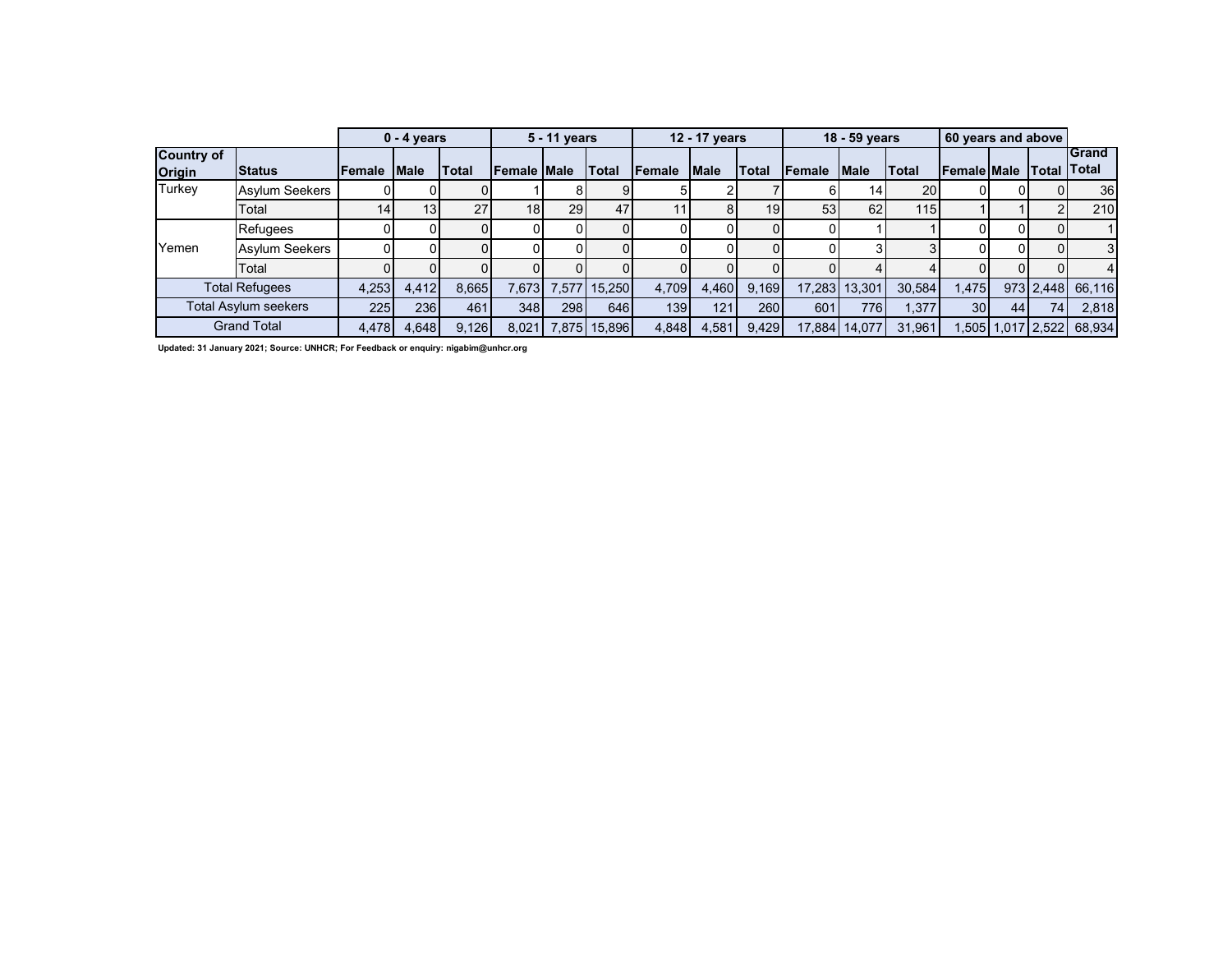| | | 0 - 4 years | | | 5 - 11 years | | | 12 - 17 years | | | 18 - 59 years | | | 60 years and above | | | |
|---|---|---|---|---|---|---|---|---|---|---|---|---|---|---|---|---|---|
| **Country of Origin** | **Status** | **Female** | **Male** | **Total** | **Female** | **Male** | **Total** | **Female** | **Male** | **Total** | **Female** | **Male** | **Total** | **Female** | **Male** | **Total** | **Grand Total** |
| Turkey | Asylum Seekers | 0 | 0 | 0 | 1 | 8 | 9 | 5 | 2 | 7 | 6 | 14 | 20 | 0 | 0 | 0 | 36 |
| | Total | 14 | 13 | 27 | 18 | 29 | 47 | 11 | 8 | 19 | 53 | 62 | 115 | 1 | 1 | 2 | 210 |
| Yemen | Refugees | 0 | 0 | 0 | 0 | 0 | 0 | 0 | 0 | 0 | 0 | 1 | 1 | 0 | 0 | 0 | 1 |
| | Asylum Seekers | 0 | 0 | 0 | 0 | 0 | 0 | 0 | 0 | 0 | 0 | 3 | 3 | 0 | 0 | 0 | 3 |
| | Total | 0 | 0 | 0 | 0 | 0 | 0 | 0 | 0 | 0 | 0 | 4 | 4 | 0 | 0 | 0 | 4 |
| Total Refugees | | 4,253 | 4,412 | 8,665 | 7,673 | 7,577 | 15,250 | 4,709 | 4,460 | 9,169 | 17,283 | 13,301 | 30,584 | 1,475 | 973 | 2,448 | 66,116 |
| Total Asylum seekers | | 225 | 236 | 461 | 348 | 298 | 646 | 139 | 121 | 260 | 601 | 776 | 1,377 | 30 | 44 | 74 | 2,818 |
| Grand Total | | 4,478 | 4,648 | 9,126 | 8,021 | 7,875 | 15,896 | 4,848 | 4,581 | 9,429 | 17,884 | 14,077 | 31,961 | 1,505 | 1,017 | 2,522 | 68,934 |

**Updated: 31 January 2021; Source: UNHCR; For Feedback or enquiry: nigabim@unhcr.org**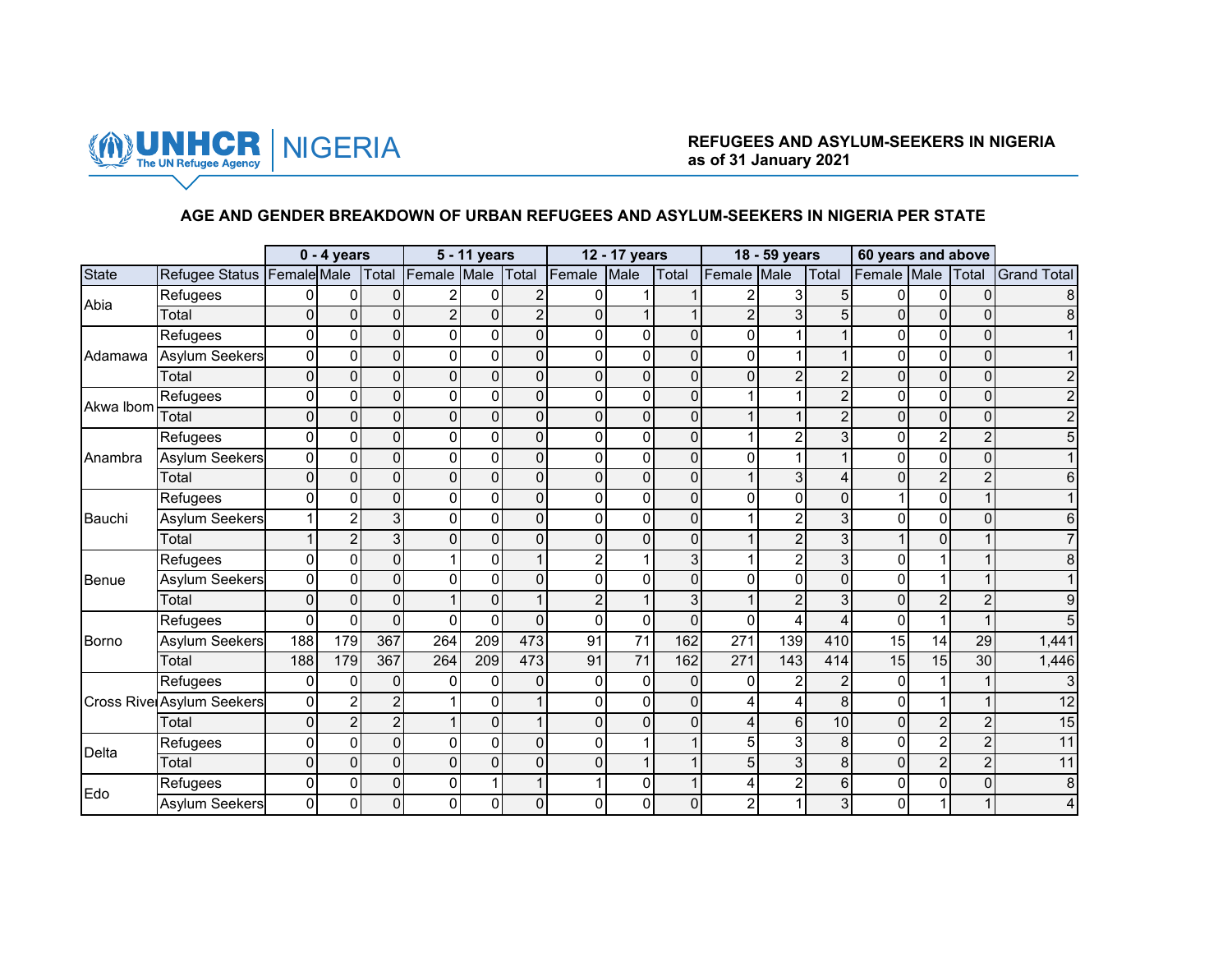UNHCR The UN Refugee Agency | NIGERIA

**REFUGEES AND ASYLUM-SEEKERS IN NIGERIA**
**as of 31 January 2021**

### AGE AND GENDER BREAKDOWN OF URBAN REFUGEES AND ASYLUM-SEEKERS IN NIGERIA PER STATE

| | | 0 - 4 years | | | 5 - 11 years | | | 12 - 17 years | | | 18 - 59 years | | | 60 years and above | | | |
|---|---|---|---|---|---|---|---|---|---|---|---|---|---|---|---|---|---|
| State | Refugee Status | Female | Male | Total | Female | Male | Total | Female | Male | Total | Female | Male | Total | Female | Male | Total | Grand Total |
| Abia | Refugees | 0 | 0 | 0 | 2 | 0 | 2 | 0 | 1 | 1 | 2 | 3 | 5 | 0 | 0 | 0 | 8 |
| | Total | 0 | 0 | 0 | 2 | 0 | 2 | 0 | 1 | 1 | 2 | 3 | 5 | 0 | 0 | 0 | 8 |
| Adamawa | Refugees | 0 | 0 | 0 | 0 | 0 | 0 | 0 | 0 | 0 | 0 | 1 | 1 | 0 | 0 | 0 | 1 |
| | Asylum Seekers | 0 | 0 | 0 | 0 | 0 | 0 | 0 | 0 | 0 | 0 | 1 | 1 | 0 | 0 | 0 | 1 |
| | Total | 0 | 0 | 0 | 0 | 0 | 0 | 0 | 0 | 0 | 0 | 2 | 2 | 0 | 0 | 0 | 2 |
| Akwa Ibom | Refugees | 0 | 0 | 0 | 0 | 0 | 0 | 0 | 0 | 0 | 1 | 1 | 2 | 0 | 0 | 0 | 2 |
| | Total | 0 | 0 | 0 | 0 | 0 | 0 | 0 | 0 | 0 | 1 | 1 | 2 | 0 | 0 | 0 | 2 |
| Anambra | Refugees | 0 | 0 | 0 | 0 | 0 | 0 | 0 | 0 | 0 | 1 | 2 | 3 | 0 | 2 | 2 | 5 |
| | Asylum Seekers | 0 | 0 | 0 | 0 | 0 | 0 | 0 | 0 | 0 | 0 | 1 | 1 | 0 | 0 | 0 | 1 |
| | Total | 0 | 0 | 0 | 0 | 0 | 0 | 0 | 0 | 0 | 1 | 3 | 4 | 0 | 2 | 2 | 6 |
| Bauchi | Refugees | 0 | 0 | 0 | 0 | 0 | 0 | 0 | 0 | 0 | 0 | 0 | 0 | 1 | 0 | 1 | 1 |
| | Asylum Seekers | 1 | 2 | 3 | 0 | 0 | 0 | 0 | 0 | 0 | 1 | 2 | 3 | 0 | 0 | 0 | 6 |
| | Total | 1 | 2 | 3 | 0 | 0 | 0 | 0 | 0 | 0 | 1 | 2 | 3 | 1 | 0 | 1 | 7 |
| Benue | Refugees | 0 | 0 | 0 | 1 | 0 | 1 | 2 | 1 | 3 | 1 | 2 | 3 | 0 | 1 | 1 | 8 |
| | Asylum Seekers | 0 | 0 | 0 | 0 | 0 | 0 | 0 | 0 | 0 | 0 | 0 | 0 | 0 | 1 | 1 | 1 |
| | Total | 0 | 0 | 0 | 1 | 0 | 1 | 2 | 1 | 3 | 1 | 2 | 3 | 0 | 2 | 2 | 9 |
| Borno | Refugees | 0 | 0 | 0 | 0 | 0 | 0 | 0 | 0 | 0 | 0 | 4 | 4 | 0 | 1 | 1 | 5 |
| | Asylum Seekers | 188 | 179 | 367 | 264 | 209 | 473 | 91 | 71 | 162 | 271 | 139 | 410 | 15 | 14 | 29 | 1,441 |
| | Total | 188 | 179 | 367 | 264 | 209 | 473 | 91 | 71 | 162 | 271 | 143 | 414 | 15 | 15 | 30 | 1,446 |
| Cross River | Refugees | 0 | 0 | 0 | 0 | 0 | 0 | 0 | 0 | 0 | 0 | 2 | 2 | 0 | 1 | 1 | 3 |
| | Asylum Seekers | 0 | 2 | 2 | 1 | 0 | 1 | 0 | 0 | 0 | 4 | 4 | 8 | 0 | 1 | 1 | 12 |
| | Total | 0 | 2 | 2 | 1 | 0 | 1 | 0 | 0 | 0 | 4 | 6 | 10 | 0 | 2 | 2 | 15 |
| Delta | Refugees | 0 | 0 | 0 | 0 | 0 | 0 | 0 | 1 | 1 | 5 | 3 | 8 | 0 | 2 | 2 | 11 |
| | Total | 0 | 0 | 0 | 0 | 0 | 0 | 0 | 1 | 1 | 5 | 3 | 8 | 0 | 2 | 2 | 11 |
| Edo | Refugees | 0 | 0 | 0 | 0 | 1 | 1 | 1 | 0 | 1 | 4 | 2 | 6 | 0 | 0 | 0 | 8 |
| | Asylum Seekers | 0 | 0 | 0 | 0 | 0 | 0 | 0 | 0 | 0 | 2 | 1 | 3 | 0 | 1 | 1 | 4 |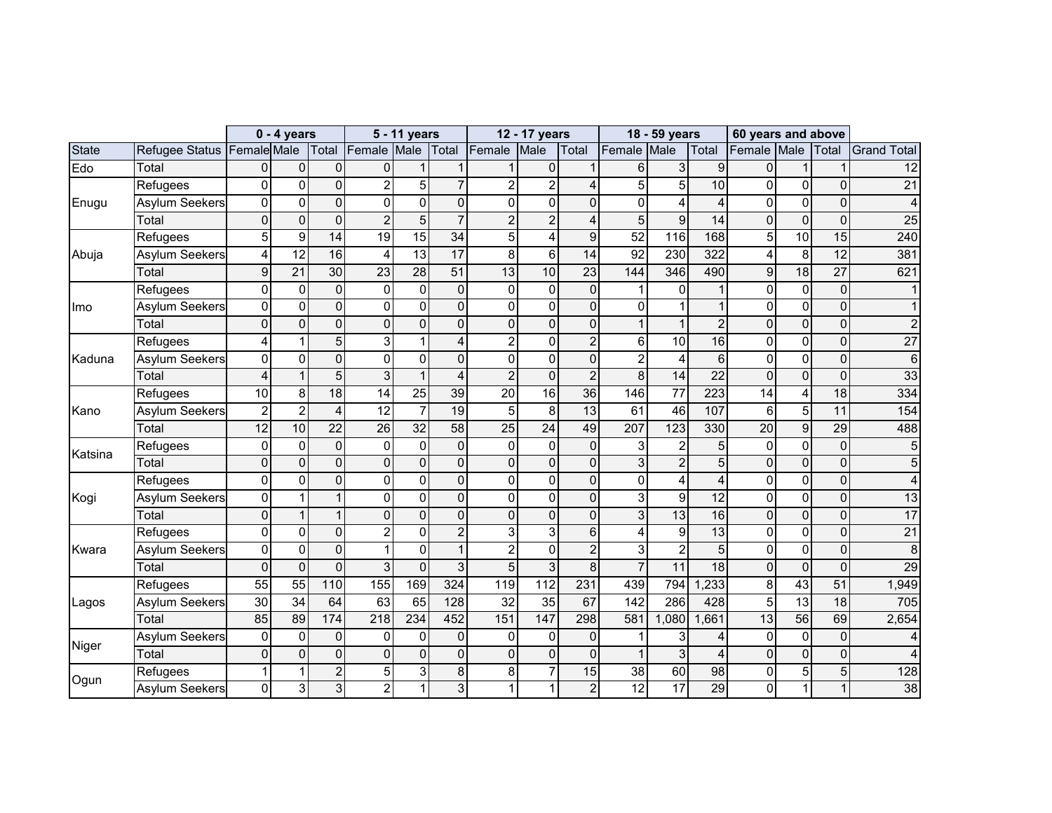| | | 0 - 4 years | | | 5 - 11 years | | | 12 - 17 years | | | 18 - 59 years | | | 60 years and above | | | |
|---|---|---|---|---|---|---|---|---|---|---|---|---|---|---|---|---|---|
| State | Refugee Status | Female | Male | Total | Female | Male | Total | Female | Male | Total | Female | Male | Total | Female | Male | Total | Grand Total |
| Edo | Total | 0 | 0 | 0 | 0 | 1 | 1 | 1 | 0 | 1 | 6 | 3 | 9 | 0 | 1 | 1 | 12 |
| Enugu | Refugees | 0 | 0 | 0 | 2 | 5 | 7 | 2 | 2 | 4 | 5 | 5 | 10 | 0 | 0 | 0 | 21 |
| | Asylum Seekers | 0 | 0 | 0 | 0 | 0 | 0 | 0 | 0 | 0 | 0 | 4 | 4 | 0 | 0 | 0 | 4 |
| | Total | 0 | 0 | 0 | 2 | 5 | 7 | 2 | 2 | 4 | 5 | 9 | 14 | 0 | 0 | 0 | 25 |
| Abuja | Refugees | 5 | 9 | 14 | 19 | 15 | 34 | 5 | 4 | 9 | 52 | 116 | 168 | 5 | 10 | 15 | 240 |
| | Asylum Seekers | 4 | 12 | 16 | 4 | 13 | 17 | 8 | 6 | 14 | 92 | 230 | 322 | 4 | 8 | 12 | 381 |
| | Total | 9 | 21 | 30 | 23 | 28 | 51 | 13 | 10 | 23 | 144 | 346 | 490 | 9 | 18 | 27 | 621 |
| Imo | Refugees | 0 | 0 | 0 | 0 | 0 | 0 | 0 | 0 | 0 | 1 | 0 | 1 | 0 | 0 | 0 | 1 |
| | Asylum Seekers | 0 | 0 | 0 | 0 | 0 | 0 | 0 | 0 | 0 | 0 | 1 | 1 | 0 | 0 | 0 | 1 |
| | Total | 0 | 0 | 0 | 0 | 0 | 0 | 0 | 0 | 0 | 1 | 1 | 2 | 0 | 0 | 0 | 2 |
| Kaduna | Refugees | 4 | 1 | 5 | 3 | 1 | 4 | 2 | 0 | 2 | 6 | 10 | 16 | 0 | 0 | 0 | 27 |
| | Asylum Seekers | 0 | 0 | 0 | 0 | 0 | 0 | 0 | 0 | 0 | 2 | 4 | 6 | 0 | 0 | 0 | 6 |
| | Total | 4 | 1 | 5 | 3 | 1 | 4 | 2 | 0 | 2 | 8 | 14 | 22 | 0 | 0 | 0 | 33 |
| Kano | Refugees | 10 | 8 | 18 | 14 | 25 | 39 | 20 | 16 | 36 | 146 | 77 | 223 | 14 | 4 | 18 | 334 |
| | Asylum Seekers | 2 | 2 | 4 | 12 | 7 | 19 | 5 | 8 | 13 | 61 | 46 | 107 | 6 | 5 | 11 | 154 |
| | Total | 12 | 10 | 22 | 26 | 32 | 58 | 25 | 24 | 49 | 207 | 123 | 330 | 20 | 9 | 29 | 488 |
| Katsina | Refugees | 0 | 0 | 0 | 0 | 0 | 0 | 0 | 0 | 0 | 3 | 2 | 5 | 0 | 0 | 0 | 5 |
| | Total | 0 | 0 | 0 | 0 | 0 | 0 | 0 | 0 | 0 | 3 | 2 | 5 | 0 | 0 | 0 | 5 |
| Kogi | Refugees | 0 | 0 | 0 | 0 | 0 | 0 | 0 | 0 | 0 | 0 | 4 | 4 | 0 | 0 | 0 | 4 |
| | Asylum Seekers | 0 | 1 | 1 | 0 | 0 | 0 | 0 | 0 | 0 | 3 | 9 | 12 | 0 | 0 | 0 | 13 |
| | Total | 0 | 1 | 1 | 0 | 0 | 0 | 0 | 0 | 0 | 3 | 13 | 16 | 0 | 0 | 0 | 17 |
| Kwara | Refugees | 0 | 0 | 0 | 2 | 0 | 2 | 3 | 3 | 6 | 4 | 9 | 13 | 0 | 0 | 0 | 21 |
| | Asylum Seekers | 0 | 0 | 0 | 1 | 0 | 1 | 2 | 0 | 2 | 3 | 2 | 5 | 0 | 0 | 0 | 8 |
| | Total | 0 | 0 | 0 | 3 | 0 | 3 | 5 | 3 | 8 | 7 | 11 | 18 | 0 | 0 | 0 | 29 |
| Lagos | Refugees | 55 | 55 | 110 | 155 | 169 | 324 | 119 | 112 | 231 | 439 | 794 | 1,233 | 8 | 43 | 51 | 1,949 |
| | Asylum Seekers | 30 | 34 | 64 | 63 | 65 | 128 | 32 | 35 | 67 | 142 | 286 | 428 | 5 | 13 | 18 | 705 |
| | Total | 85 | 89 | 174 | 218 | 234 | 452 | 151 | 147 | 298 | 581 | 1,080 | 1,661 | 13 | 56 | 69 | 2,654 |
| Niger | Asylum Seekers | 0 | 0 | 0 | 0 | 0 | 0 | 0 | 0 | 0 | 1 | 3 | 4 | 0 | 0 | 0 | 4 |
| | Total | 0 | 0 | 0 | 0 | 0 | 0 | 0 | 0 | 0 | 1 | 3 | 4 | 0 | 0 | 0 | 4 |
| Ogun | Refugees | 1 | 1 | 2 | 5 | 3 | 8 | 8 | 7 | 15 | 38 | 60 | 98 | 0 | 5 | 5 | 128 |
| | Asylum Seekers | 0 | 3 | 3 | 2 | 1 | 3 | 1 | 1 | 2 | 12 | 17 | 29 | 0 | 1 | 1 | 38 |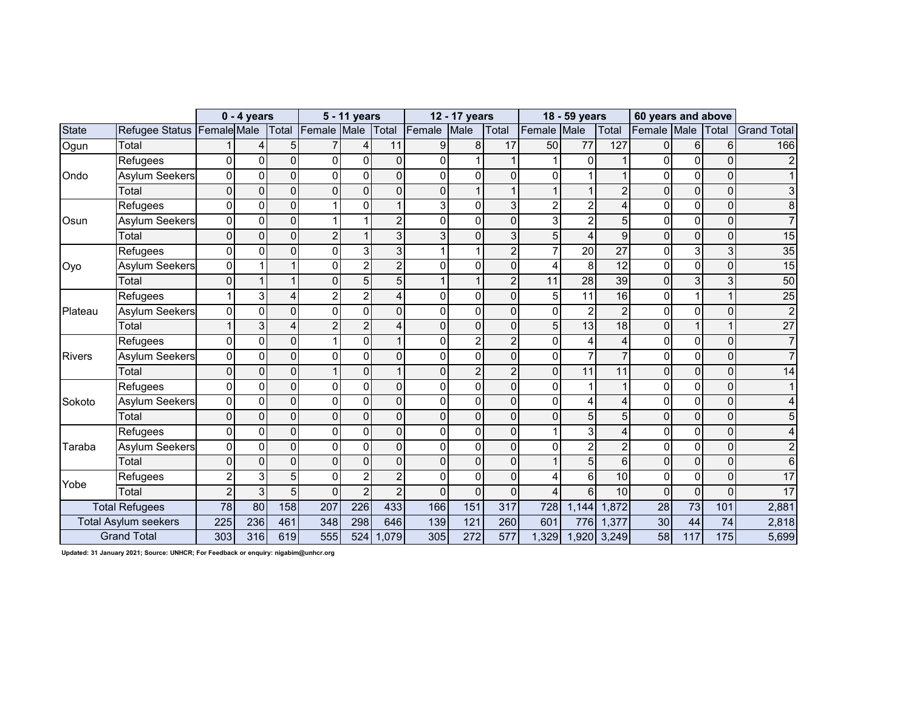| | | 0 - 4 years | | | 5 - 11 years | | | 12 - 17 years | | | 18 - 59 years | | | 60 years and above | | | |
|---|---|---|---|---|---|---|---|---|---|---|---|---|---|---|---|---|---|
| State | Refugee Status | Female | Male | Total | Female | Male | Total | Female | Male | Total | Female | Male | Total | Female | Male | Total | Grand Total |
| Ogun | Total | 1 | 4 | 5 | 7 | 4 | 11 | 9 | 8 | 17 | 50 | 77 | 127 | 0 | 6 | 6 | 166 |
| Ondo | Refugees | 0 | 0 | 0 | 0 | 0 | 0 | 0 | 1 | 1 | 1 | 0 | 1 | 0 | 0 | 0 | 2 |
| | Asylum Seekers | 0 | 0 | 0 | 0 | 0 | 0 | 0 | 0 | 0 | 0 | 1 | 1 | 0 | 0 | 0 | 1 |
| | Total | 0 | 0 | 0 | 0 | 0 | 0 | 0 | 1 | 1 | 1 | 1 | 2 | 0 | 0 | 0 | 3 |
| Osun | Refugees | 0 | 0 | 0 | 1 | 0 | 1 | 3 | 0 | 3 | 2 | 2 | 4 | 0 | 0 | 0 | 8 |
| | Asylum Seekers | 0 | 0 | 0 | 1 | 1 | 2 | 0 | 0 | 0 | 3 | 2 | 5 | 0 | 0 | 0 | 7 |
| | Total | 0 | 0 | 0 | 2 | 1 | 3 | 3 | 0 | 3 | 5 | 4 | 9 | 0 | 0 | 0 | 15 |
| Oyo | Refugees | 0 | 0 | 0 | 0 | 3 | 3 | 1 | 1 | 2 | 7 | 20 | 27 | 0 | 3 | 3 | 35 |
| | Asylum Seekers | 0 | 1 | 1 | 0 | 2 | 2 | 0 | 0 | 0 | 4 | 8 | 12 | 0 | 0 | 0 | 15 |
| | Total | 0 | 1 | 1 | 0 | 5 | 5 | 1 | 1 | 2 | 11 | 28 | 39 | 0 | 3 | 3 | 50 |
| Plateau | Refugees | 1 | 3 | 4 | 2 | 2 | 4 | 0 | 0 | 0 | 5 | 11 | 16 | 0 | 1 | 1 | 25 |
| | Asylum Seekers | 0 | 0 | 0 | 0 | 0 | 0 | 0 | 0 | 0 | 0 | 2 | 2 | 0 | 0 | 0 | 2 |
| | Total | 1 | 3 | 4 | 2 | 2 | 4 | 0 | 0 | 0 | 5 | 13 | 18 | 0 | 1 | 1 | 27 |
| Rivers | Refugees | 0 | 0 | 0 | 1 | 0 | 1 | 0 | 2 | 2 | 0 | 4 | 4 | 0 | 0 | 0 | 7 |
| | Asylum Seekers | 0 | 0 | 0 | 0 | 0 | 0 | 0 | 0 | 0 | 0 | 7 | 7 | 0 | 0 | 0 | 7 |
| | Total | 0 | 0 | 0 | 1 | 0 | 1 | 0 | 2 | 2 | 0 | 11 | 11 | 0 | 0 | 0 | 14 |
| Sokoto | Refugees | 0 | 0 | 0 | 0 | 0 | 0 | 0 | 0 | 0 | 0 | 1 | 1 | 0 | 0 | 0 | 1 |
| | Asylum Seekers | 0 | 0 | 0 | 0 | 0 | 0 | 0 | 0 | 0 | 0 | 4 | 4 | 0 | 0 | 0 | 4 |
| | Total | 0 | 0 | 0 | 0 | 0 | 0 | 0 | 0 | 0 | 0 | 5 | 5 | 0 | 0 | 0 | 5 |
| Taraba | Refugees | 0 | 0 | 0 | 0 | 0 | 0 | 0 | 0 | 0 | 1 | 3 | 4 | 0 | 0 | 0 | 4 |
| | Asylum Seekers | 0 | 0 | 0 | 0 | 0 | 0 | 0 | 0 | 0 | 0 | 2 | 2 | 0 | 0 | 0 | 2 |
| | Total | 0 | 0 | 0 | 0 | 0 | 0 | 0 | 0 | 0 | 1 | 5 | 6 | 0 | 0 | 0 | 6 |
| Yobe | Refugees | 2 | 3 | 5 | 0 | 2 | 2 | 0 | 0 | 0 | 4 | 6 | 10 | 0 | 0 | 0 | 17 |
| | Total | 2 | 3 | 5 | 0 | 2 | 2 | 0 | 0 | 0 | 4 | 6 | 10 | 0 | 0 | 0 | 17 |
| Total Refugees | | 78 | 80 | 158 | 207 | 226 | 433 | 166 | 151 | 317 | 728 | 1,144 | 1,872 | 28 | 73 | 101 | 2,881 |
| Total Asylum seekers | | 225 | 236 | 461 | 348 | 298 | 646 | 139 | 121 | 260 | 601 | 776 | 1,377 | 30 | 44 | 74 | 2,818 |
| Grand Total | | 303 | 316 | 619 | 555 | 524 | 1,079 | 305 | 272 | 577 | 1,329 | 1,920 | 3,249 | 58 | 117 | 175 | 5,699 |

**Updated: 31 January 2021; Source: UNHCR; For Feedback or enquiry: nigabim@unhcr.org**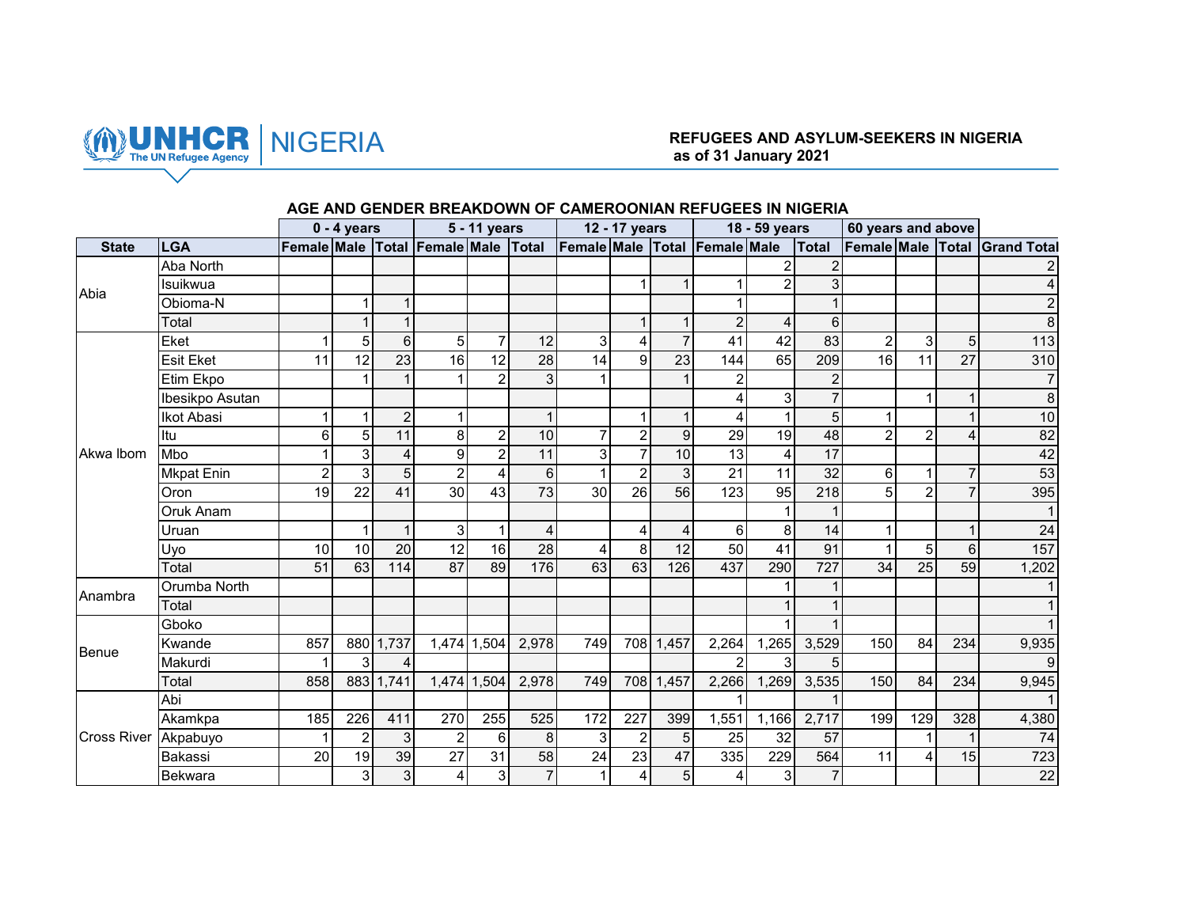UNHCR NIGERIA

**REFUGEES AND ASYLUM-SEEKERS IN NIGERIA as of 31 January 2021**

## AGE AND GENDER BREAKDOWN OF CAMEROONIAN REFUGEES IN NIGERIA

| | | 0 - 4 years | | | 5 - 11 years | | | 12 - 17 years | | | 18 - 59 years | | | 60 years and above | | | |
|---|---|---|---|---|---|---|---|---|---|---|---|---|---|---|---|---|---|
| State | LGA | Female | Male | Total | Female | Male | Total | Female | Male | Total | Female | Male | Total | Female | Male | Total | Grand Total |
| Abia | Aba North | | | | | | | | | | | 2 | 2 | | | | 2 |
| | Isuikwua | | | | | | | | 1 | 1 | 1 | 2 | 3 | | | | 4 |
| | Obioma-N | | 1 | 1 | | | | | | | 1 | | 1 | | | | 2 |
| | Total | | 1 | 1 | | | | | 1 | 1 | 2 | 4 | 6 | | | | 8 |
| Akwa Ibom | Eket | 1 | 5 | 6 | 5 | 7 | 12 | 3 | 4 | 7 | 41 | 42 | 83 | 2 | 3 | 5 | 113 |
| | Esit Eket | 11 | 12 | 23 | 16 | 12 | 28 | 14 | 9 | 23 | 144 | 65 | 209 | 16 | 11 | 27 | 310 |
| | Etim Ekpo | | 1 | 1 | 1 | 2 | 3 | 1 | | 1 | 2 | | 2 | | | | 7 |
| | Ibesikpo Asutan | | | | | | | | | | 4 | 3 | 7 | | 1 | 1 | 8 |
| | Ikot Abasi | 1 | 1 | 2 | 1 | | 1 | | 1 | 1 | 4 | 1 | 5 | 1 | | 1 | 10 |
| | Itu | 6 | 5 | 11 | 8 | 2 | 10 | 7 | 2 | 9 | 29 | 19 | 48 | 2 | 2 | 4 | 82 |
| | Mbo | 1 | 3 | 4 | 9 | 2 | 11 | 3 | 7 | 10 | 13 | 4 | 17 | | | | 42 |
| | Mkpat Enin | 2 | 3 | 5 | 2 | 4 | 6 | 1 | 2 | 3 | 21 | 11 | 32 | 6 | 1 | 7 | 53 |
| | Oron | 19 | 22 | 41 | 30 | 43 | 73 | 30 | 26 | 56 | 123 | 95 | 218 | 5 | 2 | 7 | 395 |
| | Oruk Anam | | | | | | | | | | | 1 | 1 | | | | 1 |
| | Uruan | | 1 | 1 | 3 | 1 | 4 | | 4 | 4 | 6 | 8 | 14 | 1 | | 1 | 24 |
| | Uyo | 10 | 10 | 20 | 12 | 16 | 28 | 4 | 8 | 12 | 50 | 41 | 91 | 1 | 5 | 6 | 157 |
| | Total | 51 | 63 | 114 | 87 | 89 | 176 | 63 | 63 | 126 | 437 | 290 | 727 | 34 | 25 | 59 | 1,202 |
| Anambra | Orumba North | | | | | | | | | | | 1 | 1 | | | | 1 |
| | Total | | | | | | | | | | | 1 | 1 | | | | 1 |
| Benue | Gboko | | | | | | | | | | | 1 | 1 | | | | 1 |
| | Kwande | 857 | 880 | 1,737 | 1,474 | 1,504 | 2,978 | 749 | 708 | 1,457 | 2,264 | 1,265 | 3,529 | 150 | 84 | 234 | 9,935 |
| | Makurdi | 1 | 3 | 4 | | | | | | | 2 | 3 | 5 | | | | 9 |
| | Total | 858 | 883 | 1,741 | 1,474 | 1,504 | 2,978 | 749 | 708 | 1,457 | 2,266 | 1,269 | 3,535 | 150 | 84 | 234 | 9,945 |
| Cross River | Abi | | | | | | | | | | 1 | | 1 | | | | 1 |
| | Akamkpa | 185 | 226 | 411 | 270 | 255 | 525 | 172 | 227 | 399 | 1,551 | 1,166 | 2,717 | 199 | 129 | 328 | 4,380 |
| | Akpabuyo | 1 | 2 | 3 | 2 | 6 | 8 | 3 | 2 | 5 | 25 | 32 | 57 | | 1 | 1 | 74 |
| | Bakassi | 20 | 19 | 39 | 27 | 31 | 58 | 24 | 23 | 47 | 335 | 229 | 564 | 11 | 4 | 15 | 723 |
| | Bekwara | | 3 | 3 | 4 | 3 | 7 | 1 | 4 | 5 | 4 | 3 | 7 | | | | 22 |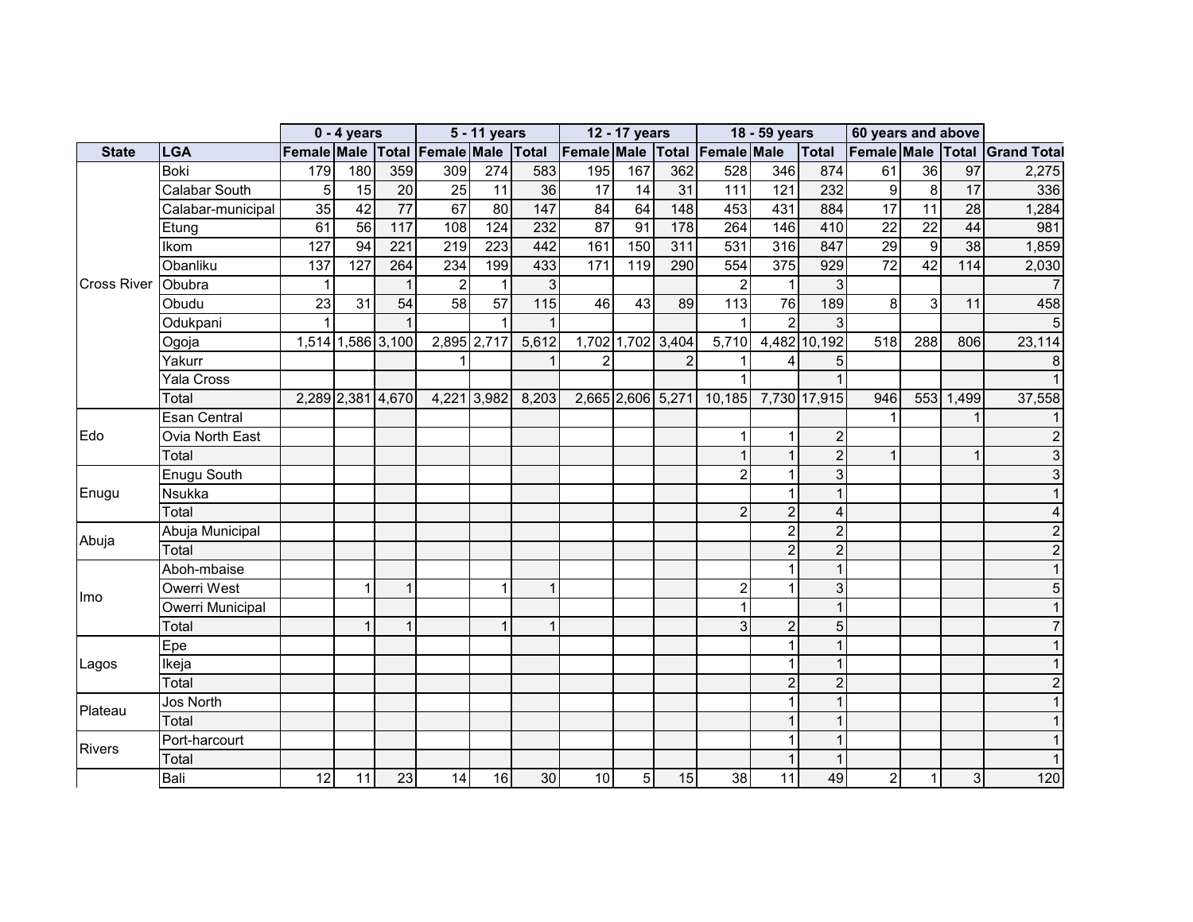| | | 0 - 4 years | | | 5 - 11 years | | | 12 - 17 years | | | 18 - 59 years | | | 60 years and above | | | |
|---|---|---|---|---|---|---|---|---|---|---|---|---|---|---|---|---|---|
| **State** | **LGA** | **Female** | **Male** | **Total** | **Female** | **Male** | **Total** | **Female** | **Male** | **Total** | **Female** | **Male** | **Total** | **Female** | **Male** | **Total** | **Grand Total** |
| Cross River | Boki | 179 | 180 | 359 | 309 | 274 | 583 | 195 | 167 | 362 | 528 | 346 | 874 | 61 | 36 | 97 | 2,275 |
| | Calabar South | 5 | 15 | 20 | 25 | 11 | 36 | 17 | 14 | 31 | 111 | 121 | 232 | 9 | 8 | 17 | 336 |
| | Calabar-municipal | 35 | 42 | 77 | 67 | 80 | 147 | 84 | 64 | 148 | 453 | 431 | 884 | 17 | 11 | 28 | 1,284 |
| | Etung | 61 | 56 | 117 | 108 | 124 | 232 | 87 | 91 | 178 | 264 | 146 | 410 | 22 | 22 | 44 | 981 |
| | Ikom | 127 | 94 | 221 | 219 | 223 | 442 | 161 | 150 | 311 | 531 | 316 | 847 | 29 | 9 | 38 | 1,859 |
| | Obanliku | 137 | 127 | 264 | 234 | 199 | 433 | 171 | 119 | 290 | 554 | 375 | 929 | 72 | 42 | 114 | 2,030 |
| | Obubra | 1 | | 1 | 2 | 1 | 3 | | | | 2 | 1 | 3 | | | | 7 |
| | Obudu | 23 | 31 | 54 | 58 | 57 | 115 | 46 | 43 | 89 | 113 | 76 | 189 | 8 | 3 | 11 | 458 |
| | Odukpani | 1 | | 1 | | 1 | 1 | | | | 1 | 2 | 3 | | | | 5 |
| | Ogoja | 1,514 | 1,586 | 3,100 | 2,895 | 2,717 | 5,612 | 1,702 | 1,702 | 3,404 | 5,710 | 4,482 | 10,192 | 518 | 288 | 806 | 23,114 |
| | Yakurr | | | | 1 | | 1 | 2 | | 2 | 1 | 4 | 5 | | | | 8 |
| | Yala Cross | | | | | | | | | | 1 | | 1 | | | | 1 |
| | Total | 2,289 | 2,381 | 4,670 | 4,221 | 3,982 | 8,203 | 2,665 | 2,606 | 5,271 | 10,185 | 7,730 | 17,915 | 946 | 553 | 1,499 | 37,558 |
| Edo | Esan Central | | | | | | | | | | | | | 1 | | 1 | 1 |
| | Ovia North East | | | | | | | | | | 1 | 1 | 2 | | | | 2 |
| | Total | | | | | | | | | | 1 | 1 | 2 | 1 | | 1 | 3 |
| Enugu | Enugu South | | | | | | | | | | 2 | 1 | 3 | | | | 3 |
| | Nsukka | | | | | | | | | | | 1 | 1 | | | | 1 |
| | Total | | | | | | | | | | 2 | 2 | 4 | | | | 4 |
| Abuja | Abuja Municipal | | | | | | | | | | | 2 | 2 | | | | 2 |
| | Total | | | | | | | | | | | 2 | 2 | | | | 2 |
| Imo | Aboh-mbaise | | | | | | | | | | | 1 | 1 | | | | 1 |
| | Owerri West | | 1 | 1 | | 1 | 1 | | | | 2 | 1 | 3 | | | | 5 |
| | Owerri Municipal | | | | | | | | | | 1 | | 1 | | | | 1 |
| | Total | | 1 | 1 | | 1 | 1 | | | | 3 | 2 | 5 | | | | 7 |
| Lagos | Epe | | | | | | | | | | | 1 | 1 | | | | 1 |
| | Ikeja | | | | | | | | | | | 1 | 1 | | | | 1 |
| | Total | | | | | | | | | | | 2 | 2 | | | | 2 |
| Plateau | Jos North | | | | | | | | | | | 1 | 1 | | | | 1 |
| | Total | | | | | | | | | | | 1 | 1 | | | | 1 |
| Rivers | Port-harcourt | | | | | | | | | | | 1 | 1 | | | | 1 |
| | Total | | | | | | | | | | | 1 | 1 | | | | 1 |
| | Bali | 12 | 11 | 23 | 14 | 16 | 30 | 10 | 5 | 15 | 38 | 11 | 49 | 2 | 1 | 3 | 120 |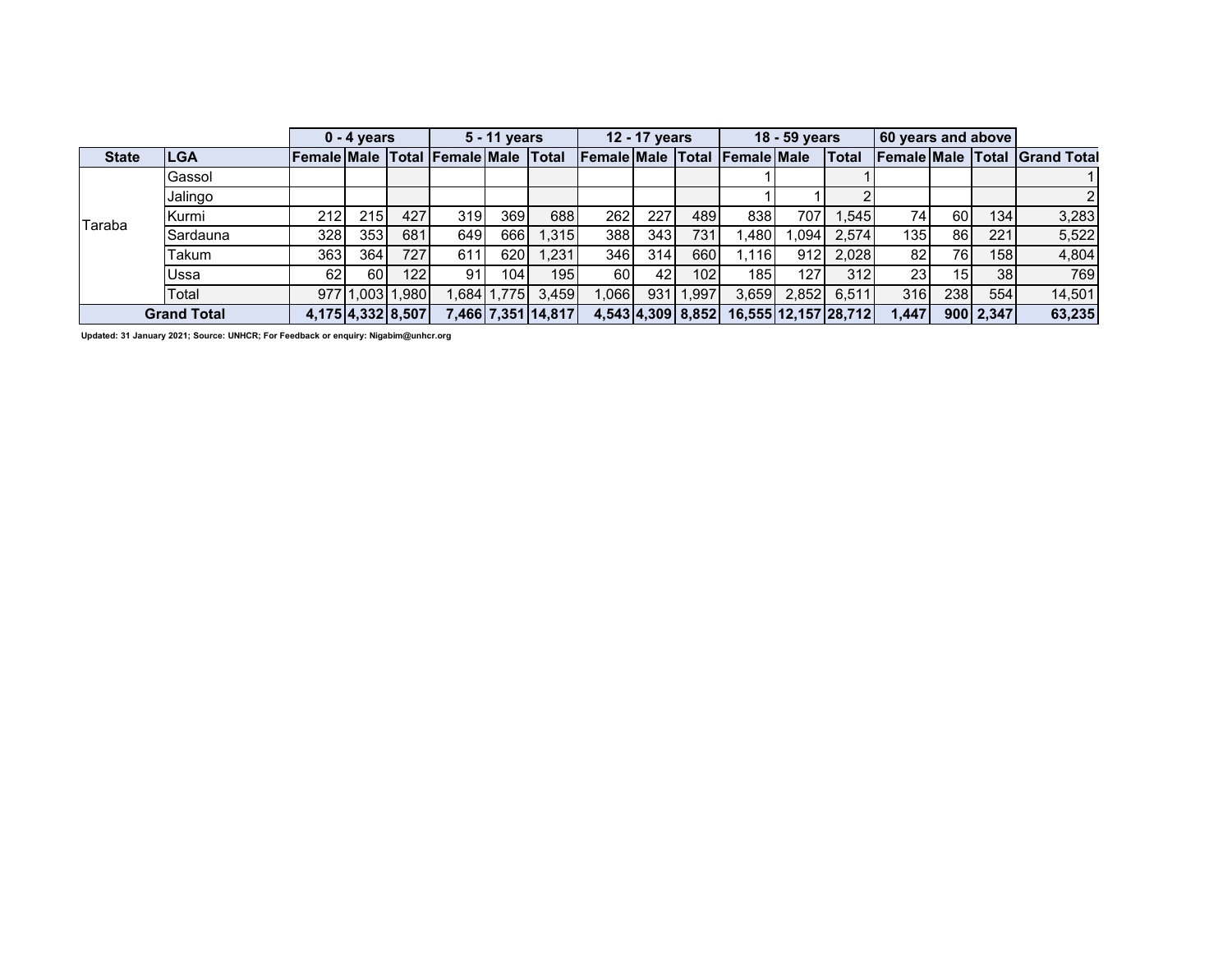| | | 0 - 4 years | | | 5 - 11 years | | | 12 - 17 years | | | 18 - 59 years | | | 60 years and above | | | |
|---|---|---|---|---|---|---|---|---|---|---|---|---|---|---|---|---|---|
| **State** | **LGA** | **Female** | **Male** | **Total** | **Female** | **Male** | **Total** | **Female** | **Male** | **Total** | **Female** | **Male** | **Total** | **Female** | **Male** | **Total** | **Grand Total** |
| Taraba | Gassol | | | | | | | | | | 1 | | 1 | | | | 1 |
| | Jalingo | | | | | | | | | | 1 | 1 | 2 | | | | 2 |
| | Kurmi | 212 | 215 | 427 | 319 | 369 | 688 | 262 | 227 | 489 | 838 | 707 | 1,545 | 74 | 60 | 134 | 3,283 |
| | Sardauna | 328 | 353 | 681 | 649 | 666 | 1,315 | 388 | 343 | 731 | 1,480 | 1,094 | 2,574 | 135 | 86 | 221 | 5,522 |
| | Takum | 363 | 364 | 727 | 611 | 620 | 1,231 | 346 | 314 | 660 | 1,116 | 912 | 2,028 | 82 | 76 | 158 | 4,804 |
| | Ussa | 62 | 60 | 122 | 91 | 104 | 195 | 60 | 42 | 102 | 185 | 127 | 312 | 23 | 15 | 38 | 769 |
| | Total | 977 | 1,003 | 1,980 | 1,684 | 1,775 | 3,459 | 1,066 | 931 | 1,997 | 3,659 | 2,852 | 6,511 | 316 | 238 | 554 | 14,501 |
| **Grand Total** | | **4,175** | **4,332** | **8,507** | **7,466** | **7,351** | **14,817** | **4,543** | **4,309** | **8,852** | **16,555** | **12,157** | **28,712** | **1,447** | **900** | **2,347** | **63,235** |

**Updated: 31 January 2021; Source: UNHCR; For Feedback or enquiry: Nigabim@unhcr.org**